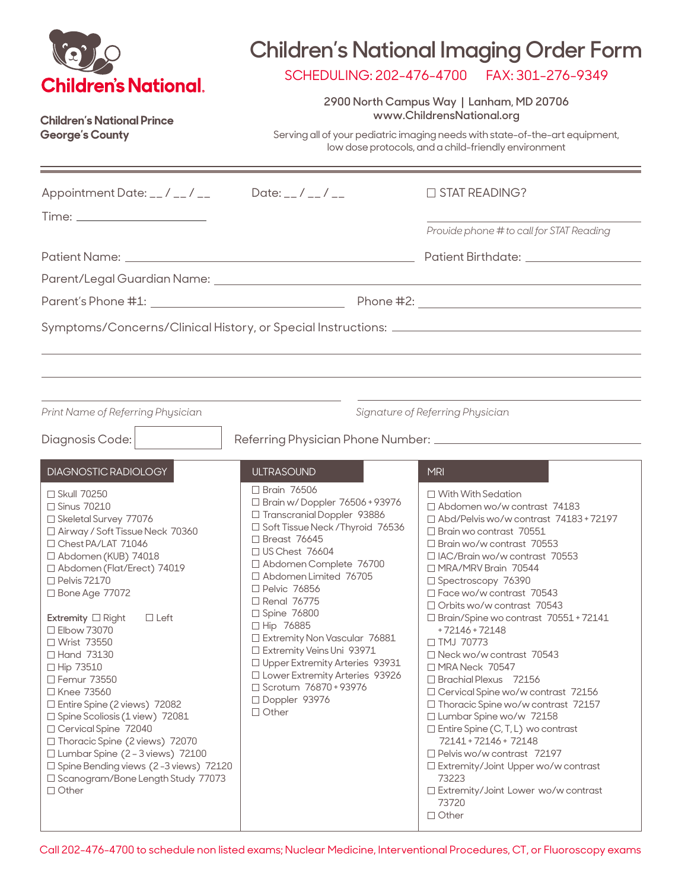Children's National

**Children's National Prince George's County**

# Children's National Imaging Order Form

SCHEDULING: 202-476-4700 FAX: 301-276-9349

2900 North Campus Way | Lanham, MD 20706
www.ChildrensNational.org

Serving all of your pediatric imaging needs with state-of-the-art equipment, low dose protocols, and a child-friendly environment

---

Appointment Date: __ / __ / __ Date: __ / __ / __ ☐ STAT READING?

Time: ____________________ ____________________

*Provide phone # to call for STAT Reading*

Patient Name: ______________________________ Patient Birthdate: ____________________

Parent/Legal Guardian Name: ______________________________

Parent's Phone #1: ____________________ Phone #2: ____________________

Symptoms/Concerns/Clinical History, or Special Instructions: ______________________________

______________________________

______________________________

______________________________ ______________________________
*Print Name of Referring Physician* *Signature of Referring Physician*

Diagnosis Code: [ ] Referring Physician Phone Number: ____________________

## DIAGNOSTIC RADIOLOGY

- ☐ Skull 70250
- ☐ Sinus 70210
- ☐ Skeletal Survey 77076
- ☐ Airway / Soft Tissue Neck 70360
- ☐ Chest PA/LAT 71046
- ☐ Abdomen (KUB) 74018
- ☐ Abdomen (Flat/Erect) 74019
- ☐ Pelvis 72170
- ☐ Bone Age 77072

**Extremity** ☐ Right ☐ Left

- ☐ Elbow 73070
- ☐ Wrist 73550
- ☐ Hand 73130
- ☐ Hip 73510
- ☐ Femur 73550
- ☐ Knee 73560
- ☐ Entire Spine (2 views) 72082
- ☐ Spine Scoliosis (1 view) 72081
- ☐ Cervical Spine 72040
- ☐ Thoracic Spine (2 views) 72070
- ☐ Lumbar Spine (2 – 3 views) 72100
- ☐ Spine Bending views (2 -3 views) 72120
- ☐ Scanogram/Bone Length Study 77073
- ☐ Other

## ULTRASOUND

- ☐ Brain 76506
- ☐ Brain w/ Doppler 76506 + 93976
- ☐ Transcranial Doppler 93886
- ☐ Soft Tissue Neck /Thyroid 76536
- ☐ Breast 76645
- ☐ US Chest 76604
- ☐ Abdomen Complete 76700
- ☐ Abdomen Limited 76705
- ☐ Pelvic 76856
- ☐ Renal 76775
- ☐ Spine 76800
- ☐ Hip 76885
- ☐ Extremity Non Vascular 76881
- ☐ Extremity Veins Uni 93971
- ☐ Upper Extremity Arteries 93931
- ☐ Lower Extremity Arteries 93926
- ☐ Scrotum 76870 + 93976
- ☐ Doppler 93976
- ☐ Other

## MRI

- ☐ With With Sedation
- ☐ Abdomen wo/w contrast 74183
- ☐ Abd/Pelvis wo/w contrast 74183 + 72197
- ☐ Brain wo contrast 70551
- ☐ Brain wo/w contrast 70553
- ☐ IAC/Brain wo/w contrast 70553
- ☐ MRA/MRV Brain 70544
- ☐ Spectroscopy 76390
- ☐ Face wo/w contrast 70543
- ☐ Orbits wo/w contrast 70543
- ☐ Brain/Spine wo contrast 70551 + 72141 + 72146 + 72148
- ☐ TMJ 70773
- ☐ Neck wo/w contrast 70543
- ☐ MRA Neck 70547
- ☐ Brachial Plexus 72156
- ☐ Cervical Spine wo/w contrast 72156
- ☐ Thoracic Spine wo/w contrast 72157
- ☐ Lumbar Spine wo/w 72158
- ☐ Entire Spine (C, T, L) wo contrast 72141 + 72146 + 72148
- ☐ Pelvis wo/w contrast 72197
- ☐ Extremity/Joint Upper wo/w contrast 73223
- ☐ Extremity/Joint Lower wo/w contrast 73720
- ☐ Other

Call 202-476-4700 to schedule non listed exams; Nuclear Medicine, Interventional Procedures, CT, or Fluoroscopy exams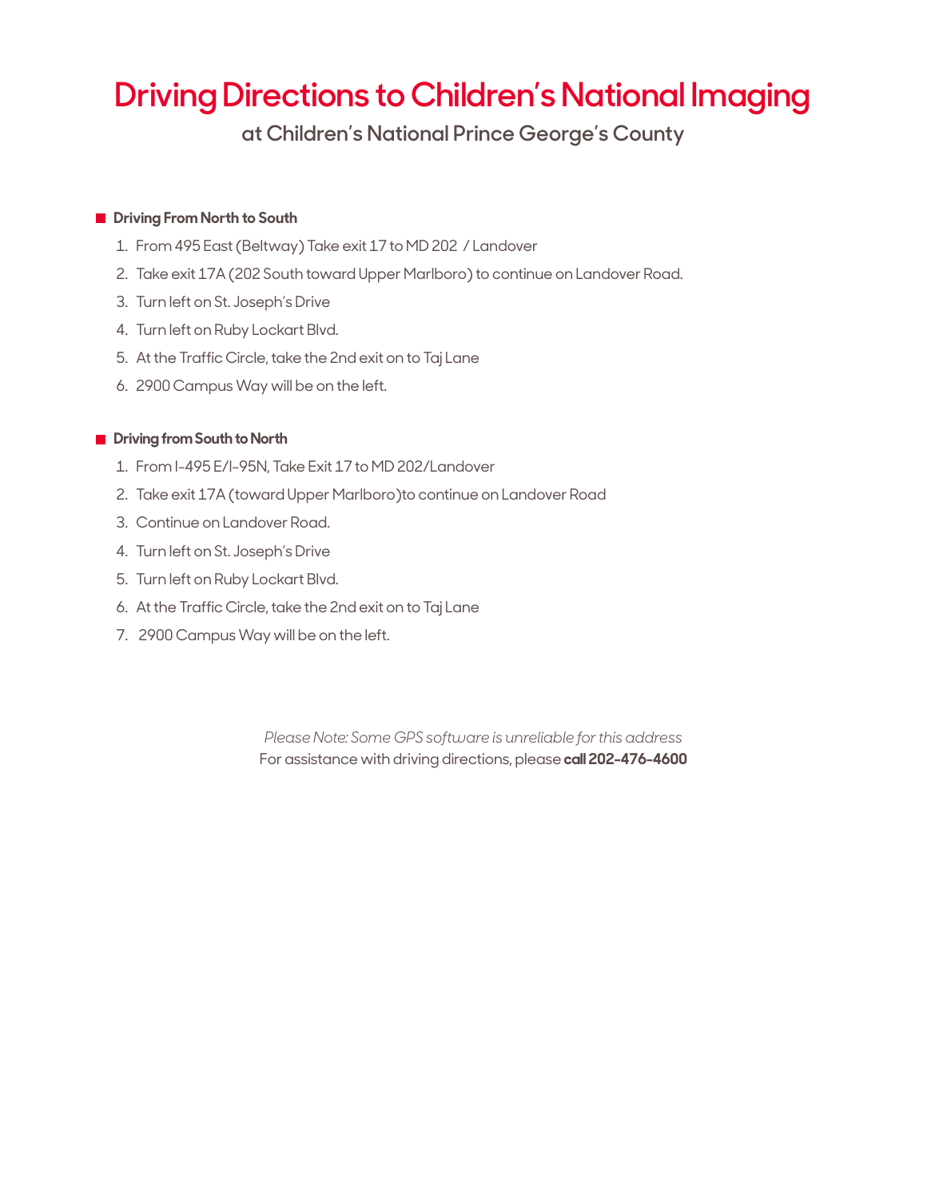# Driving Directions to Children's National Imaging

## at Children's National Prince George's County

### Driving From North to South

1. From 495 East (Beltway) Take exit 17 to MD 202 / Landover
2. Take exit 17A (202 South toward Upper Marlboro) to continue on Landover Road.
3. Turn left on St. Joseph's Drive
4. Turn left on Ruby Lockart Blvd.
5. At the Traffic Circle, take the 2nd exit on to Taj Lane
6. 2900 Campus Way will be on the left.

### Driving from South to North

1. From I-495 E/I-95N, Take Exit 17 to MD 202/Landover
2. Take exit 17A (toward Upper Marlboro)to continue on Landover Road
3. Continue on Landover Road.
4. Turn left on St. Joseph's Drive
5. Turn left on Ruby Lockart Blvd.
6. At the Traffic Circle, take the 2nd exit on to Taj Lane
7. 2900 Campus Way will be on the left.

*Please Note: Some GPS software is unreliable for this address*

For assistance with driving directions, please **call 202-476-4600**